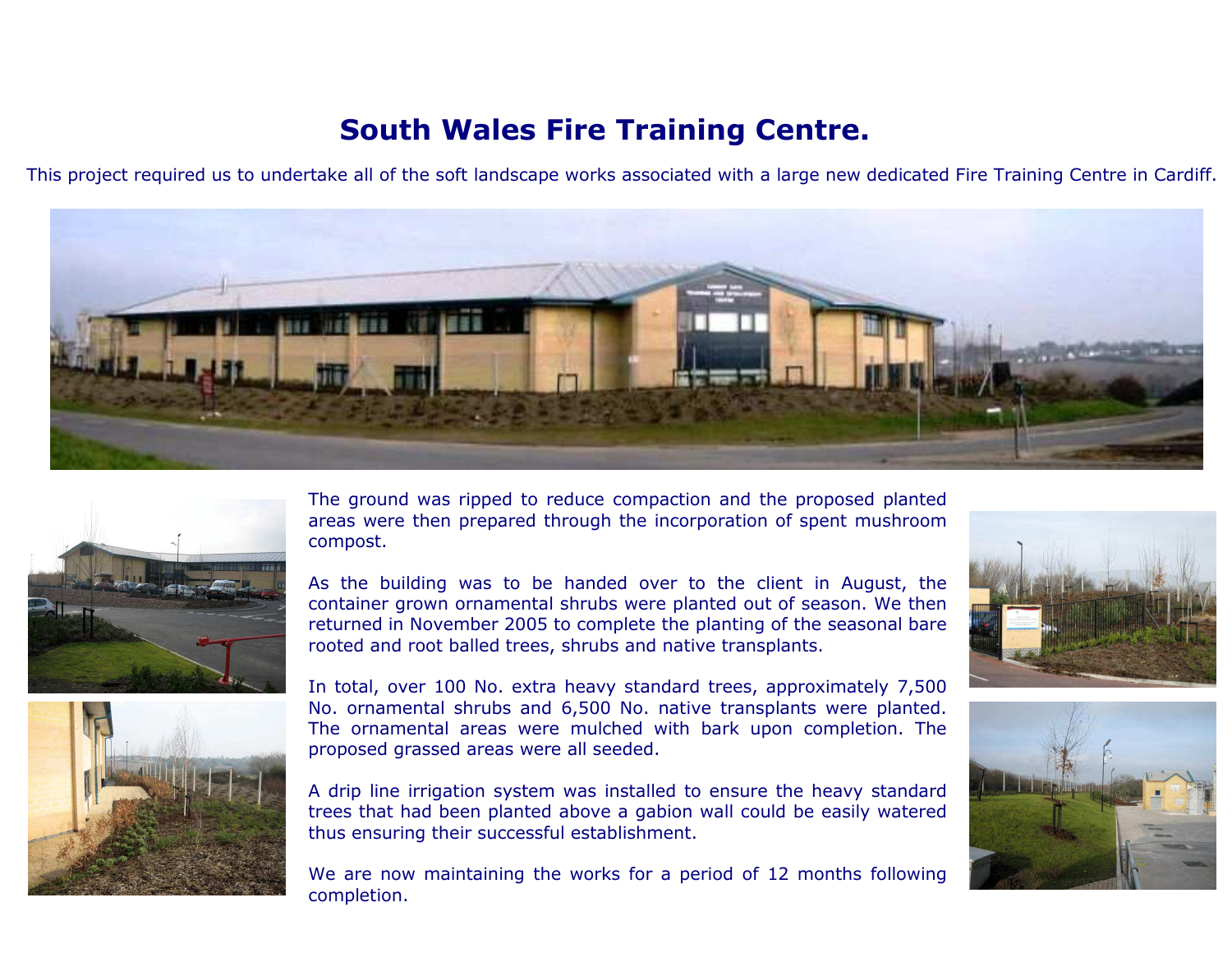# South Wales Fire Training Centre.

This project required us to undertake all of the soft landscape works associated with a large new dedicated Fire Training Centre in Cardiff.

The ground was ripped to reduce compaction and the proposed planted areas were then prepared through the incorporation of spent mushroom compost.

As the building was to be handed over to the client in August, the container grown ornamental shrubs were planted out of season. We then returned in November 2005 to complete the planting of the seasonal bare rooted and root balled trees, shrubs and native transplants.

In total, over 100 No. extra heavy standard trees, approximately 7,500 No. ornamental shrubs and 6,500 No. native transplants were planted. The ornamental areas were mulched with bark upon completion. The proposed grassed areas were all seeded.

A drip line irrigation system was installed to ensure the heavy standard trees that had been planted above a gabion wall could be easily watered thus ensuring their successful establishment.

We are now maintaining the works for a period of 12 months following completion.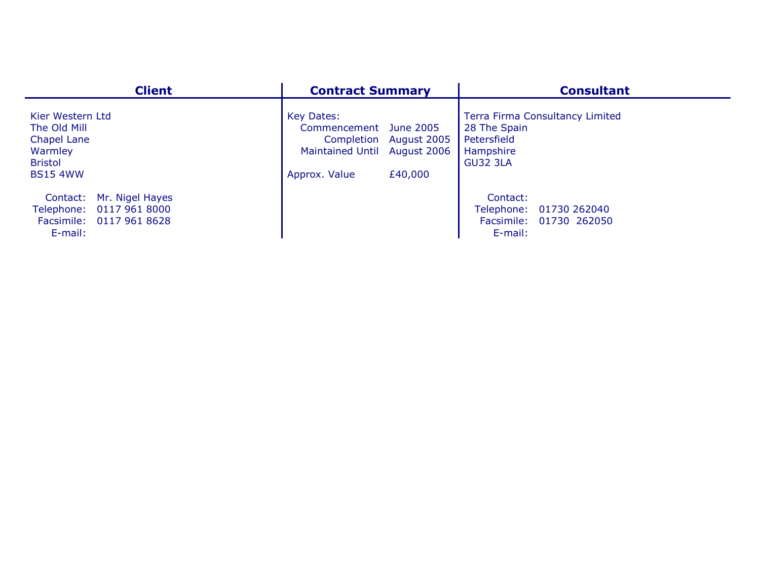| Client | Contract Summary | Consultant |
|---|---|---|
| Kier Western Ltd<br>The Old Mill<br>Chapel Lane<br>Warmley<br>Bristol<br>BS15 4WW | Key Dates:<br>Commencement June 2005<br>Completion August 2005<br>Maintained Until August 2006<br><br>Approx. Value £40,000 | Terra Firma Consultancy Limited<br>28 The Spain<br>Petersfield<br>Hampshire<br>GU32 3LA |
| Contact: Mr. Nigel Hayes<br>Telephone: 0117 961 8000<br>Facsimile: 0117 961 8628<br>E-mail: | | Contact:<br>Telephone: 01730 262040<br>Facsimile: 01730 262050<br>E-mail: |